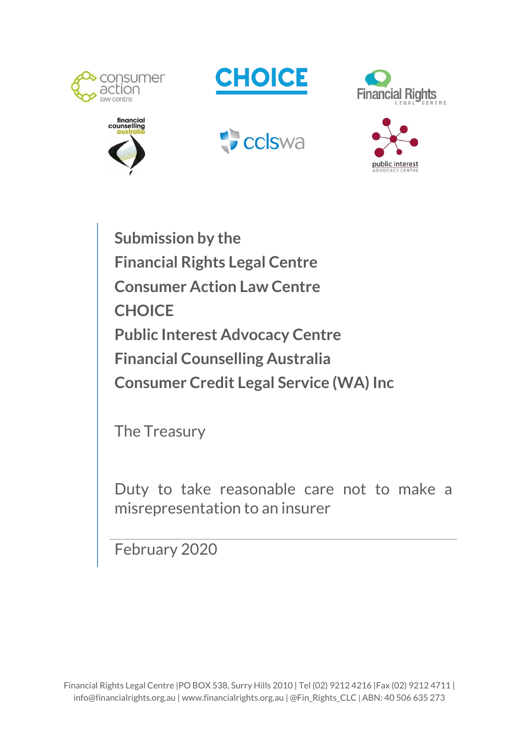**Submission by the**
**Financial Rights Legal Centre**
**Consumer Action Law Centre**
**CHOICE**
**Public Interest Advocacy Centre**
**Financial Counselling Australia**
**Consumer Credit Legal Service (WA) Inc**

The Treasury

Duty to take reasonable care not to make a misrepresentation to an insurer

February 2020

Financial Rights Legal Centre |PO BOX 538, Surry Hills 2010 | Tel (02) 9212 4216 |Fax (02) 9212 4711 | info@financialrights.org.au | www.financialrights.org.au | @Fin_Rights_CLC | ABN: 40 506 635 273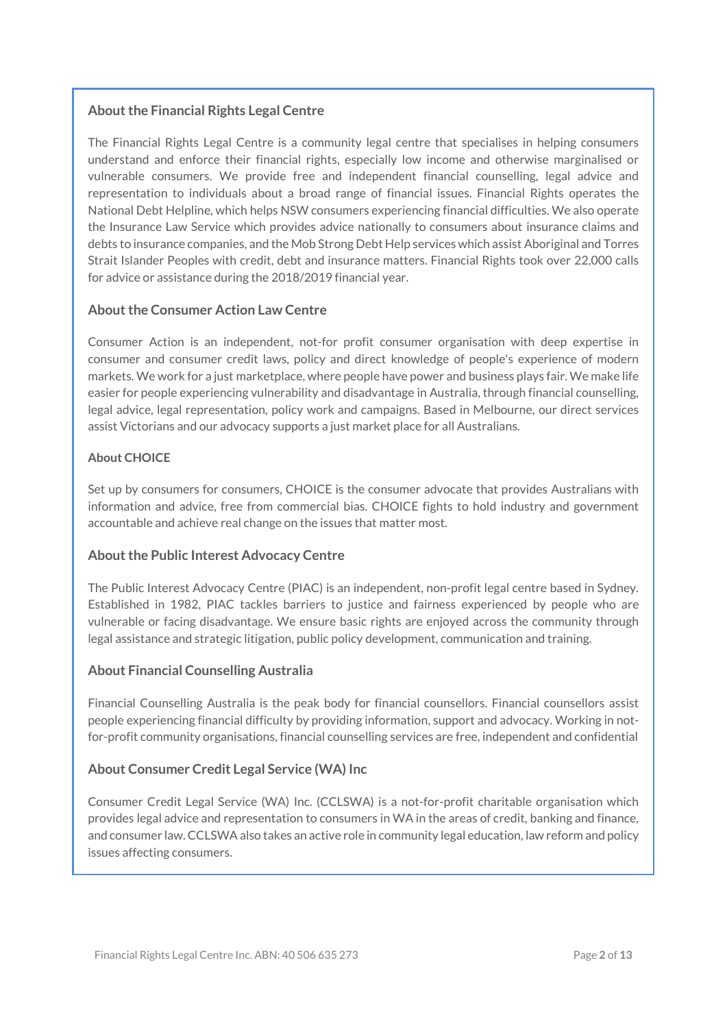### About the Financial Rights Legal Centre

The Financial Rights Legal Centre is a community legal centre that specialises in helping consumers understand and enforce their financial rights, especially low income and otherwise marginalised or vulnerable consumers. We provide free and independent financial counselling, legal advice and representation to individuals about a broad range of financial issues. Financial Rights operates the National Debt Helpline, which helps NSW consumers experiencing financial difficulties. We also operate the Insurance Law Service which provides advice nationally to consumers about insurance claims and debts to insurance companies, and the Mob Strong Debt Help services which assist Aboriginal and Torres Strait Islander Peoples with credit, debt and insurance matters. Financial Rights took over 22,000 calls for advice or assistance during the 2018/2019 financial year.

### About the Consumer Action Law Centre

Consumer Action is an independent, not-for profit consumer organisation with deep expertise in consumer and consumer credit laws, policy and direct knowledge of people's experience of modern markets. We work for a just marketplace, where people have power and business plays fair. We make life easier for people experiencing vulnerability and disadvantage in Australia, through financial counselling, legal advice, legal representation, policy work and campaigns. Based in Melbourne, our direct services assist Victorians and our advocacy supports a just market place for all Australians.

### About CHOICE

Set up by consumers for consumers, CHOICE is the consumer advocate that provides Australians with information and advice, free from commercial bias. CHOICE fights to hold industry and government accountable and achieve real change on the issues that matter most.

### About the Public Interest Advocacy Centre

The Public Interest Advocacy Centre (PIAC) is an independent, non-profit legal centre based in Sydney. Established in 1982, PIAC tackles barriers to justice and fairness experienced by people who are vulnerable or facing disadvantage. We ensure basic rights are enjoyed across the community through legal assistance and strategic litigation, public policy development, communication and training.

### About Financial Counselling Australia

Financial Counselling Australia is the peak body for financial counsellors. Financial counsellors assist people experiencing financial difficulty by providing information, support and advocacy. Working in not-for-profit community organisations, financial counselling services are free, independent and confidential

### About Consumer Credit Legal Service (WA) Inc

Consumer Credit Legal Service (WA) Inc. (CCLSWA) is a not-for-profit charitable organisation which provides legal advice and representation to consumers in WA in the areas of credit, banking and finance, and consumer law. CCLSWA also takes an active role in community legal education, law reform and policy issues affecting consumers.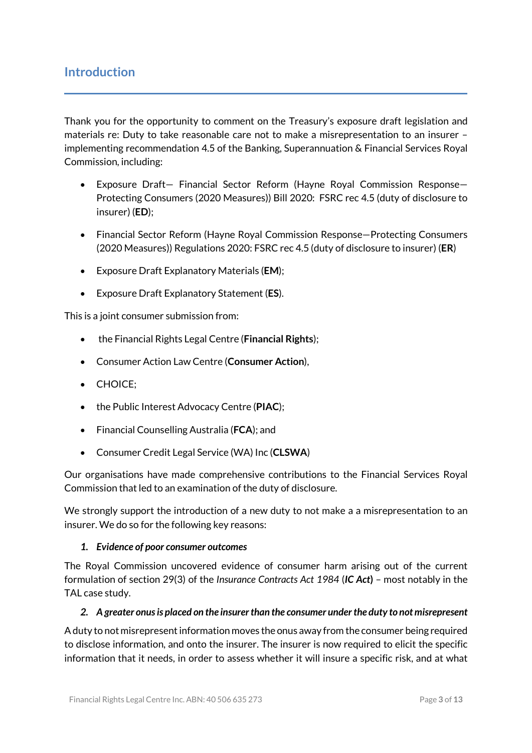## Introduction

Thank you for the opportunity to comment on the Treasury's exposure draft legislation and materials re: Duty to take reasonable care not to make a misrepresentation to an insurer – implementing recommendation 4.5 of the Banking, Superannuation & Financial Services Royal Commission, including:

- Exposure Draft— Financial Sector Reform (Hayne Royal Commission Response—Protecting Consumers (2020 Measures)) Bill 2020: FSRC rec 4.5 (duty of disclosure to insurer) (**ED**);
- Financial Sector Reform (Hayne Royal Commission Response—Protecting Consumers (2020 Measures)) Regulations 2020: FSRC rec 4.5 (duty of disclosure to insurer) (**ER**)
- Exposure Draft Explanatory Materials (**EM**);
- Exposure Draft Explanatory Statement (**ES**).

This is a joint consumer submission from:

- the Financial Rights Legal Centre (**Financial Rights**);
- Consumer Action Law Centre (**Consumer Action**),
- CHOICE;
- the Public Interest Advocacy Centre (**PIAC**);
- Financial Counselling Australia (**FCA**); and
- Consumer Credit Legal Service (WA) Inc (**CLSWA**)

Our organisations have made comprehensive contributions to the Financial Services Royal Commission that led to an examination of the duty of disclosure.

We strongly support the introduction of a new duty to not make a a misrepresentation to an insurer. We do so for the following key reasons:

1. ***Evidence of poor consumer outcomes***

The Royal Commission uncovered evidence of consumer harm arising out of the current formulation of section 29(3) of the *Insurance Contracts Act 1984* (***IC Act***) – most notably in the TAL case study.

2. ***A greater onus is placed on the insurer than the consumer under the duty to not misrepresent***

A duty to not misrepresent information moves the onus away from the consumer being required to disclose information, and onto the insurer. The insurer is now required to elicit the specific information that it needs, in order to assess whether it will insure a specific risk, and at what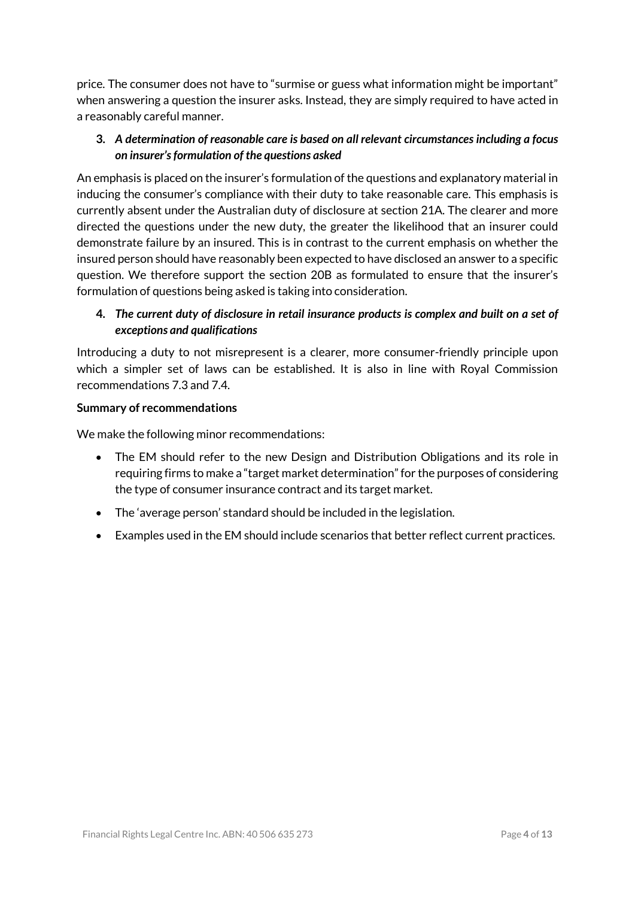price. The consumer does not have to "surmise or guess what information might be important" when answering a question the insurer asks. Instead, they are simply required to have acted in a reasonably careful manner.

3. ***A determination of reasonable care is based on all relevant circumstances including a focus on insurer's formulation of the questions asked***

An emphasis is placed on the insurer's formulation of the questions and explanatory material in inducing the consumer's compliance with their duty to take reasonable care. This emphasis is currently absent under the Australian duty of disclosure at section 21A. The clearer and more directed the questions under the new duty, the greater the likelihood that an insurer could demonstrate failure by an insured. This is in contrast to the current emphasis on whether the insured person should have reasonably been expected to have disclosed an answer to a specific question. We therefore support the section 20B as formulated to ensure that the insurer's formulation of questions being asked is taking into consideration.

4. ***The current duty of disclosure in retail insurance products is complex and built on a set of exceptions and qualifications***

Introducing a duty to not misrepresent is a clearer, more consumer-friendly principle upon which a simpler set of laws can be established. It is also in line with Royal Commission recommendations 7.3 and 7.4.

**Summary of recommendations**

We make the following minor recommendations:

- The EM should refer to the new Design and Distribution Obligations and its role in requiring firms to make a "target market determination" for the purposes of considering the type of consumer insurance contract and its target market.
- The 'average person' standard should be included in the legislation.
- Examples used in the EM should include scenarios that better reflect current practices.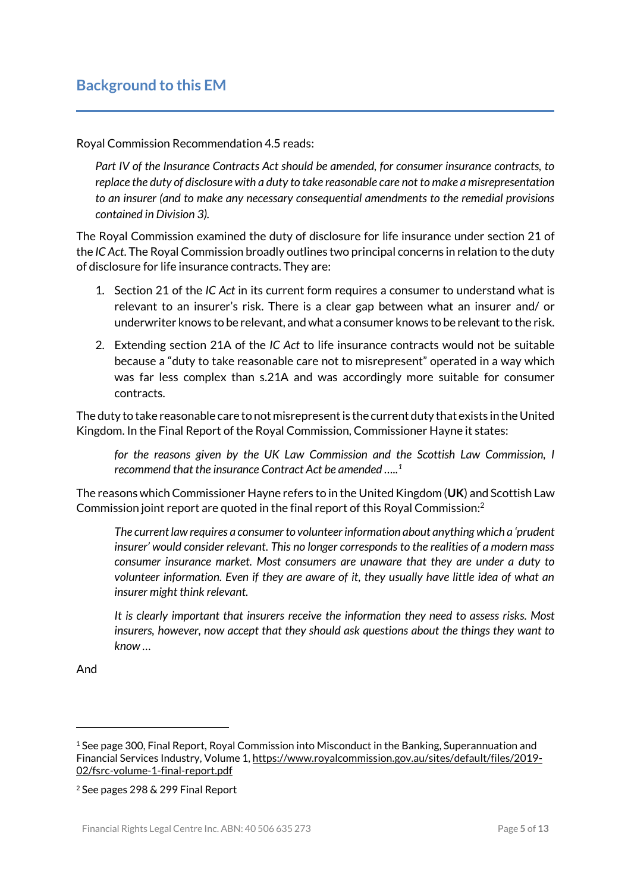## Background to this EM

Royal Commission Recommendation 4.5 reads:

> *Part IV of the Insurance Contracts Act should be amended, for consumer insurance contracts, to replace the duty of disclosure with a duty to take reasonable care not to make a misrepresentation to an insurer (and to make any necessary consequential amendments to the remedial provisions contained in Division 3).*

The Royal Commission examined the duty of disclosure for life insurance under section 21 of the *IC Act*. The Royal Commission broadly outlines two principal concerns in relation to the duty of disclosure for life insurance contracts. They are:

1. Section 21 of the *IC Act* in its current form requires a consumer to understand what is relevant to an insurer's risk. There is a clear gap between what an insurer and/ or underwriter knows to be relevant, and what a consumer knows to be relevant to the risk.
2. Extending section 21A of the *IC Act* to life insurance contracts would not be suitable because a "duty to take reasonable care not to misrepresent" operated in a way which was far less complex than s.21A and was accordingly more suitable for consumer contracts.

The duty to take reasonable care to not misrepresent is the current duty that exists in the United Kingdom. In the Final Report of the Royal Commission, Commissioner Hayne it states:

> *for the reasons given by the UK Law Commission and the Scottish Law Commission, I recommend that the insurance Contract Act be amended …..*[1]

The reasons which Commissioner Hayne refers to in the United Kingdom (**UK**) and Scottish Law Commission joint report are quoted in the final report of this Royal Commission:[2]

> *The current law requires a consumer to volunteer information about anything which a 'prudent insurer' would consider relevant. This no longer corresponds to the realities of a modern mass consumer insurance market. Most consumers are unaware that they are under a duty to volunteer information. Even if they are aware of it, they usually have little idea of what an insurer might think relevant.*
>
> *It is clearly important that insurers receive the information they need to assess risks. Most insurers, however, now accept that they should ask questions about the things they want to know …*

And

---

[1] See page 300, Final Report, Royal Commission into Misconduct in the Banking, Superannuation and Financial Services Industry, Volume 1, https://www.royalcommission.gov.au/sites/default/files/2019-02/fsrc-volume-1-final-report.pdf

[2] See pages 298 & 299 Final Report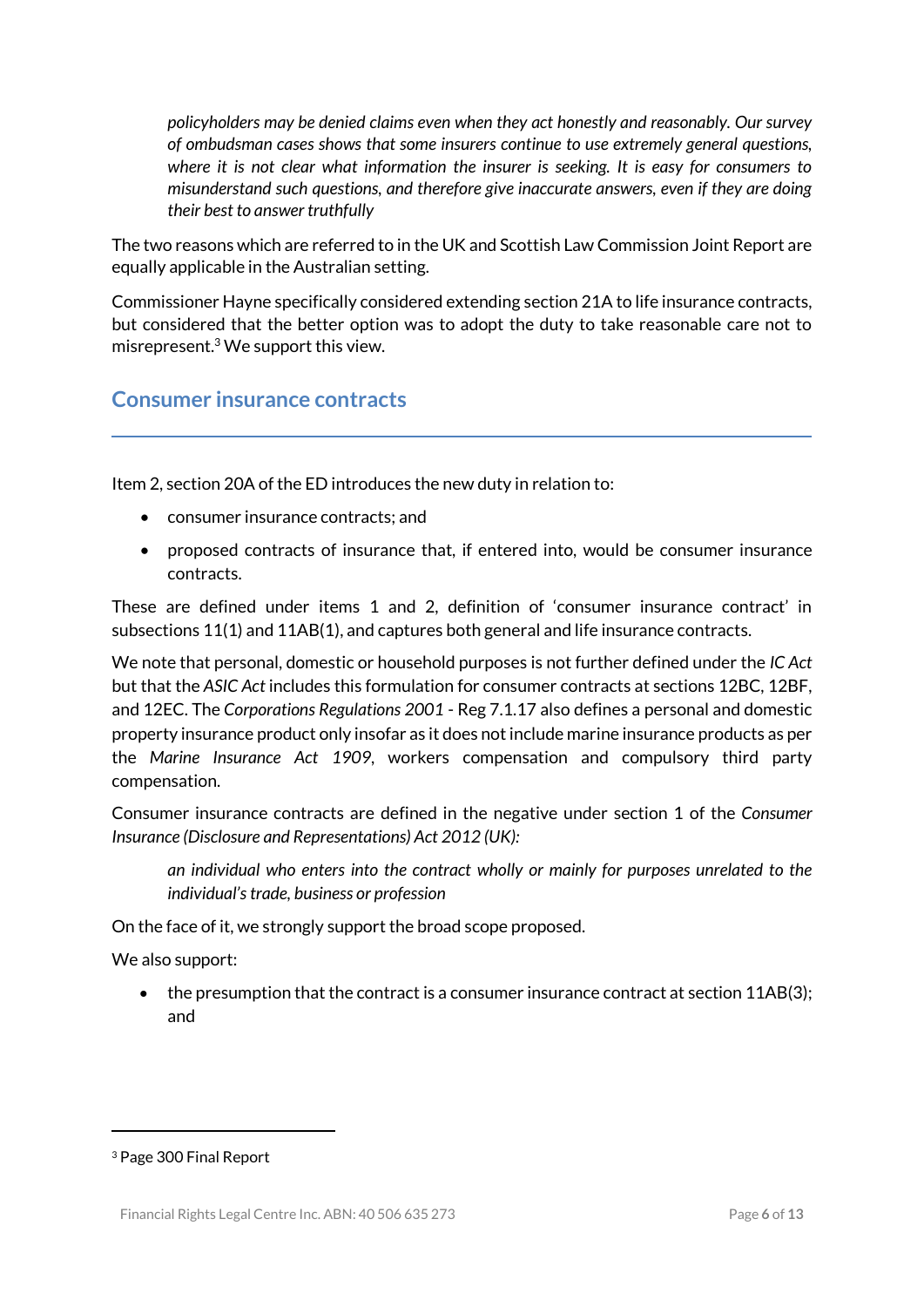> *policyholders may be denied claims even when they act honestly and reasonably. Our survey of ombudsman cases shows that some insurers continue to use extremely general questions, where it is not clear what information the insurer is seeking. It is easy for consumers to misunderstand such questions, and therefore give inaccurate answers, even if they are doing their best to answer truthfully*

The two reasons which are referred to in the UK and Scottish Law Commission Joint Report are equally applicable in the Australian setting.

Commissioner Hayne specifically considered extending section 21A to life insurance contracts, but considered that the better option was to adopt the duty to take reasonable care not to misrepresent.[3] We support this view.

## Consumer insurance contracts

Item 2, section 20A of the ED introduces the new duty in relation to:

- consumer insurance contracts; and
- proposed contracts of insurance that, if entered into, would be consumer insurance contracts.

These are defined under items 1 and 2, definition of 'consumer insurance contract' in subsections 11(1) and 11AB(1), and captures both general and life insurance contracts.

We note that personal, domestic or household purposes is not further defined under the *IC Act* but that the *ASIC Act* includes this formulation for consumer contracts at sections 12BC, 12BF, and 12EC. The *Corporations Regulations 2001* - Reg 7.1.17 also defines a personal and domestic property insurance product only insofar as it does not include marine insurance products as per the *Marine Insurance Act 1909*, workers compensation and compulsory third party compensation.

Consumer insurance contracts are defined in the negative under section 1 of the *Consumer Insurance (Disclosure and Representations) Act 2012 (UK):*

> *an individual who enters into the contract wholly or mainly for purposes unrelated to the individual's trade, business or profession*

On the face of it, we strongly support the broad scope proposed.

We also support:

- the presumption that the contract is a consumer insurance contract at section 11AB(3); and

---

[3] Page 300 Final Report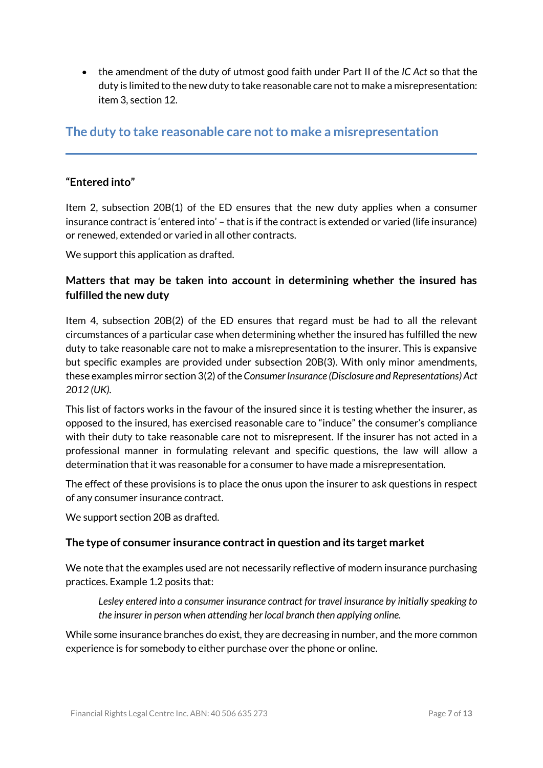- the amendment of the duty of utmost good faith under Part II of the *IC Act* so that the duty is limited to the new duty to take reasonable care not to make a misrepresentation: item 3, section 12.

## The duty to take reasonable care not to make a misrepresentation

### "Entered into"

Item 2, subsection 20B(1) of the ED ensures that the new duty applies when a consumer insurance contract is 'entered into' – that is if the contract is extended or varied (life insurance) or renewed, extended or varied in all other contracts.

We support this application as drafted.

### Matters that may be taken into account in determining whether the insured has fulfilled the new duty

Item 4, subsection 20B(2) of the ED ensures that regard must be had to all the relevant circumstances of a particular case when determining whether the insured has fulfilled the new duty to take reasonable care not to make a misrepresentation to the insurer. This is expansive but specific examples are provided under subsection 20B(3). With only minor amendments, these examples mirror section 3(2) of the *Consumer Insurance (Disclosure and Representations) Act 2012 (UK).*

This list of factors works in the favour of the insured since it is testing whether the insurer, as opposed to the insured, has exercised reasonable care to "induce" the consumer's compliance with their duty to take reasonable care not to misrepresent. If the insurer has not acted in a professional manner in formulating relevant and specific questions, the law will allow a determination that it was reasonable for a consumer to have made a misrepresentation.

The effect of these provisions is to place the onus upon the insurer to ask questions in respect of any consumer insurance contract.

We support section 20B as drafted.

### The type of consumer insurance contract in question and its target market

We note that the examples used are not necessarily reflective of modern insurance purchasing practices. Example 1.2 posits that:

> *Lesley entered into a consumer insurance contract for travel insurance by initially speaking to the insurer in person when attending her local branch then applying online.*

While some insurance branches do exist, they are decreasing in number, and the more common experience is for somebody to either purchase over the phone or online.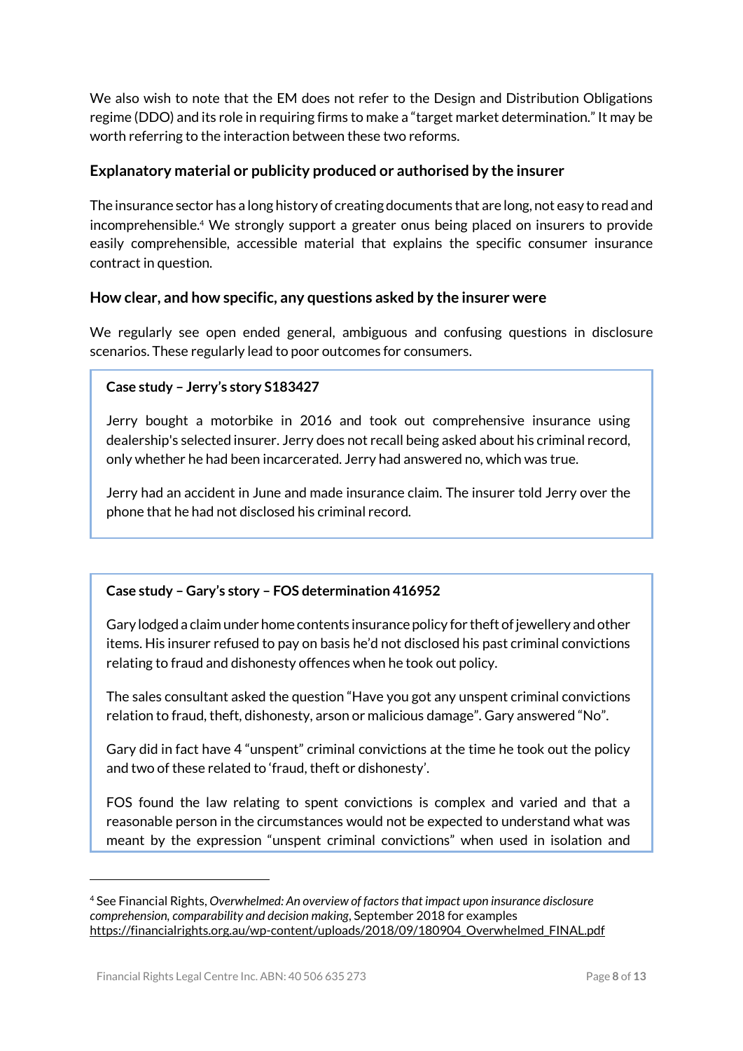We also wish to note that the EM does not refer to the Design and Distribution Obligations regime (DDO) and its role in requiring firms to make a "target market determination." It may be worth referring to the interaction between these two reforms.

### Explanatory material or publicity produced or authorised by the insurer

The insurance sector has a long history of creating documents that are long, not easy to read and incomprehensible.[4] We strongly support a greater onus being placed on insurers to provide easily comprehensible, accessible material that explains the specific consumer insurance contract in question.

### How clear, and how specific, any questions asked by the insurer were

We regularly see open ended general, ambiguous and confusing questions in disclosure scenarios. These regularly lead to poor outcomes for consumers.

> **Case study – Jerry's story S183427**
>
> Jerry bought a motorbike in 2016 and took out comprehensive insurance using dealership's selected insurer. Jerry does not recall being asked about his criminal record, only whether he had been incarcerated. Jerry had answered no, which was true.
>
> Jerry had an accident in June and made insurance claim. The insurer told Jerry over the phone that he had not disclosed his criminal record.

> **Case study – Gary's story – FOS determination 416952**
>
> Gary lodged a claim under home contents insurance policy for theft of jewellery and other items. His insurer refused to pay on basis he'd not disclosed his past criminal convictions relating to fraud and dishonesty offences when he took out policy.
>
> The sales consultant asked the question "Have you got any unspent criminal convictions relation to fraud, theft, dishonesty, arson or malicious damage". Gary answered "No".
>
> Gary did in fact have 4 "unspent" criminal convictions at the time he took out the policy and two of these related to 'fraud, theft or dishonesty'.
>
> FOS found the law relating to spent convictions is complex and varied and that a reasonable person in the circumstances would not be expected to understand what was meant by the expression "unspent criminal convictions" when used in isolation and

---

[4] See Financial Rights, *Overwhelmed: An overview of factors that impact upon insurance disclosure comprehension, comparability and decision making*, September 2018 for examples https://financialrights.org.au/wp-content/uploads/2018/09/180904_Overwhelmed_FINAL.pdf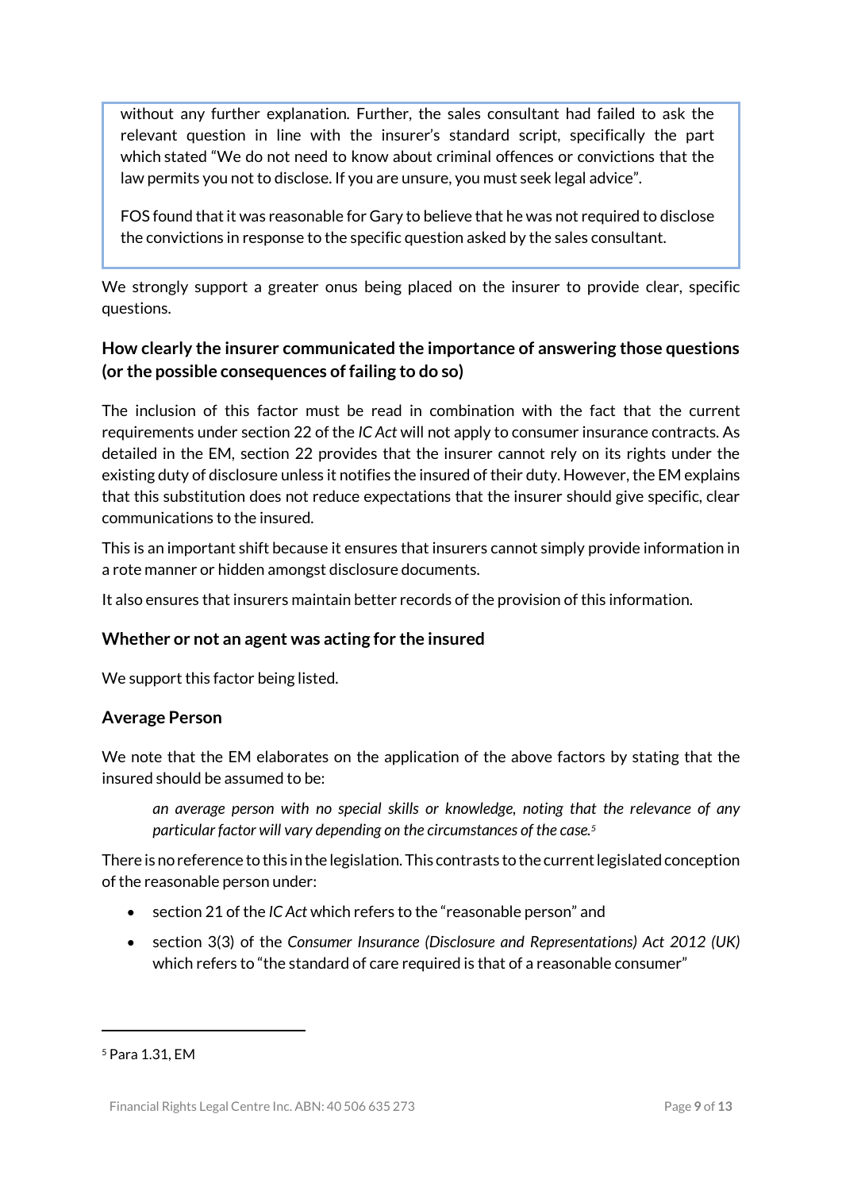without any further explanation. Further, the sales consultant had failed to ask the relevant question in line with the insurer's standard script, specifically the part which stated "We do not need to know about criminal offences or convictions that the law permits you not to disclose. If you are unsure, you must seek legal advice".

FOS found that it was reasonable for Gary to believe that he was not required to disclose the convictions in response to the specific question asked by the sales consultant.

We strongly support a greater onus being placed on the insurer to provide clear, specific questions.

### How clearly the insurer communicated the importance of answering those questions (or the possible consequences of failing to do so)

The inclusion of this factor must be read in combination with the fact that the current requirements under section 22 of the *IC Act* will not apply to consumer insurance contracts. As detailed in the EM, section 22 provides that the insurer cannot rely on its rights under the existing duty of disclosure unless it notifies the insured of their duty. However, the EM explains that this substitution does not reduce expectations that the insurer should give specific, clear communications to the insured.

This is an important shift because it ensures that insurers cannot simply provide information in a rote manner or hidden amongst disclosure documents.

It also ensures that insurers maintain better records of the provision of this information.

### Whether or not an agent was acting for the insured

We support this factor being listed.

### Average Person

We note that the EM elaborates on the application of the above factors by stating that the insured should be assumed to be:

> *an average person with no special skills or knowledge, noting that the relevance of any particular factor will vary depending on the circumstances of the case.*[5]

There is no reference to this in the legislation. This contrasts to the current legislated conception of the reasonable person under:

- section 21 of the *IC Act* which refers to the "reasonable person" and
- section 3(3) of the *Consumer Insurance (Disclosure and Representations) Act 2012 (UK)* which refers to "the standard of care required is that of a reasonable consumer"

---

[5] Para 1.31, EM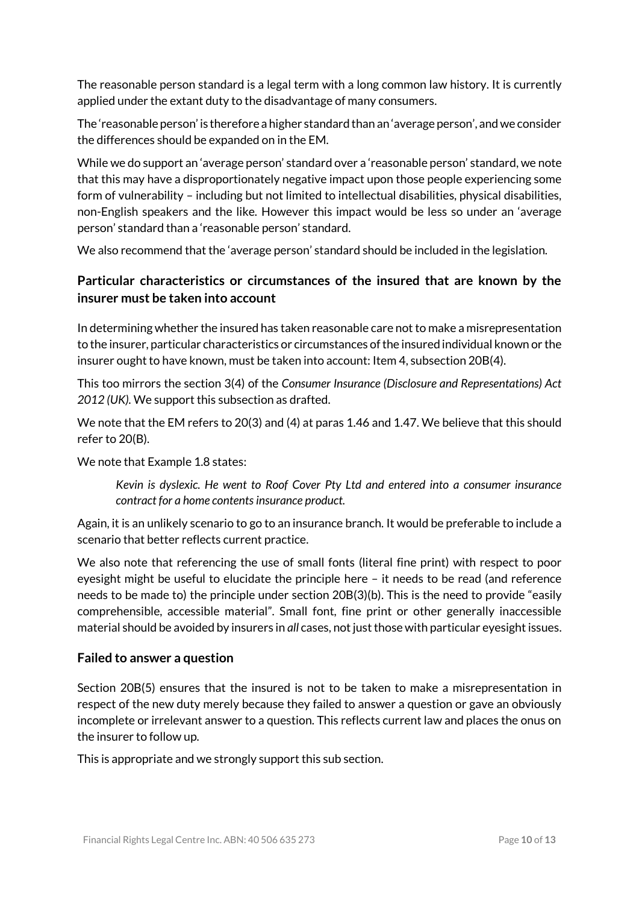The reasonable person standard is a legal term with a long common law history. It is currently applied under the extant duty to the disadvantage of many consumers.

The 'reasonable person' is therefore a higher standard than an 'average person', and we consider the differences should be expanded on in the EM.

While we do support an 'average person' standard over a 'reasonable person' standard, we note that this may have a disproportionately negative impact upon those people experiencing some form of vulnerability – including but not limited to intellectual disabilities, physical disabilities, non-English speakers and the like. However this impact would be less so under an 'average person' standard than a 'reasonable person' standard.

We also recommend that the 'average person' standard should be included in the legislation.

## Particular characteristics or circumstances of the insured that are known by the insurer must be taken into account

In determining whether the insured has taken reasonable care not to make a misrepresentation to the insurer, particular characteristics or circumstances of the insured individual known or the insurer ought to have known, must be taken into account: Item 4, subsection 20B(4).

This too mirrors the section 3(4) of the *Consumer Insurance (Disclosure and Representations) Act 2012 (UK).* We support this subsection as drafted.

We note that the EM refers to 20(3) and (4) at paras 1.46 and 1.47. We believe that this should refer to 20(B).

We note that Example 1.8 states:

> *Kevin is dyslexic. He went to Roof Cover Pty Ltd and entered into a consumer insurance contract for a home contents insurance product.*

Again, it is an unlikely scenario to go to an insurance branch. It would be preferable to include a scenario that better reflects current practice.

We also note that referencing the use of small fonts (literal fine print) with respect to poor eyesight might be useful to elucidate the principle here – it needs to be read (and reference needs to be made to) the principle under section 20B(3)(b). This is the need to provide "easily comprehensible, accessible material". Small font, fine print or other generally inaccessible material should be avoided by insurers in *all* cases, not just those with particular eyesight issues.

## Failed to answer a question

Section 20B(5) ensures that the insured is not to be taken to make a misrepresentation in respect of the new duty merely because they failed to answer a question or gave an obviously incomplete or irrelevant answer to a question. This reflects current law and places the onus on the insurer to follow up.

This is appropriate and we strongly support this sub section.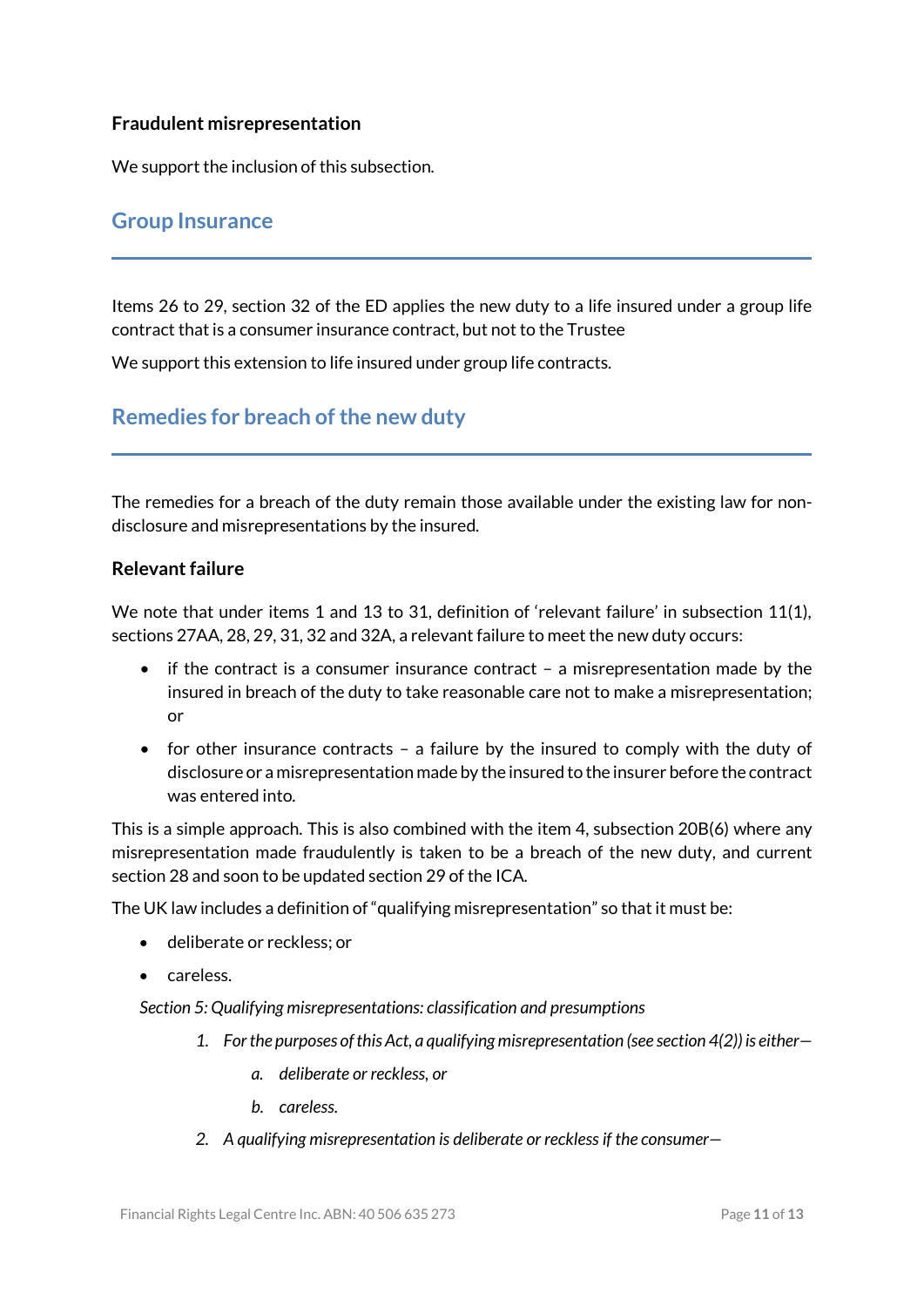### Fraudulent misrepresentation

We support the inclusion of this subsection.

## Group Insurance

Items 26 to 29, section 32 of the ED applies the new duty to a life insured under a group life contract that is a consumer insurance contract, but not to the Trustee

We support this extension to life insured under group life contracts.

## Remedies for breach of the new duty

The remedies for a breach of the duty remain those available under the existing law for non-disclosure and misrepresentations by the insured.

### Relevant failure

We note that under items 1 and 13 to 31, definition of 'relevant failure' in subsection 11(1), sections 27AA, 28, 29, 31, 32 and 32A, a relevant failure to meet the new duty occurs:

- if the contract is a consumer insurance contract – a misrepresentation made by the insured in breach of the duty to take reasonable care not to make a misrepresentation; or
- for other insurance contracts – a failure by the insured to comply with the duty of disclosure or a misrepresentation made by the insured to the insurer before the contract was entered into.

This is a simple approach. This is also combined with the item 4, subsection 20B(6) where any misrepresentation made fraudulently is taken to be a breach of the new duty, and current section 28 and soon to be updated section 29 of the ICA.

The UK law includes a definition of "qualifying misrepresentation" so that it must be:

- deliberate or reckless; or
- careless.

*Section 5: Qualifying misrepresentations: classification and presumptions*

1. *For the purposes of this Act, a qualifying misrepresentation (see section 4(2)) is either—*
    a. *deliberate or reckless, or*
    b. *careless.*
2. *A qualifying misrepresentation is deliberate or reckless if the consumer—*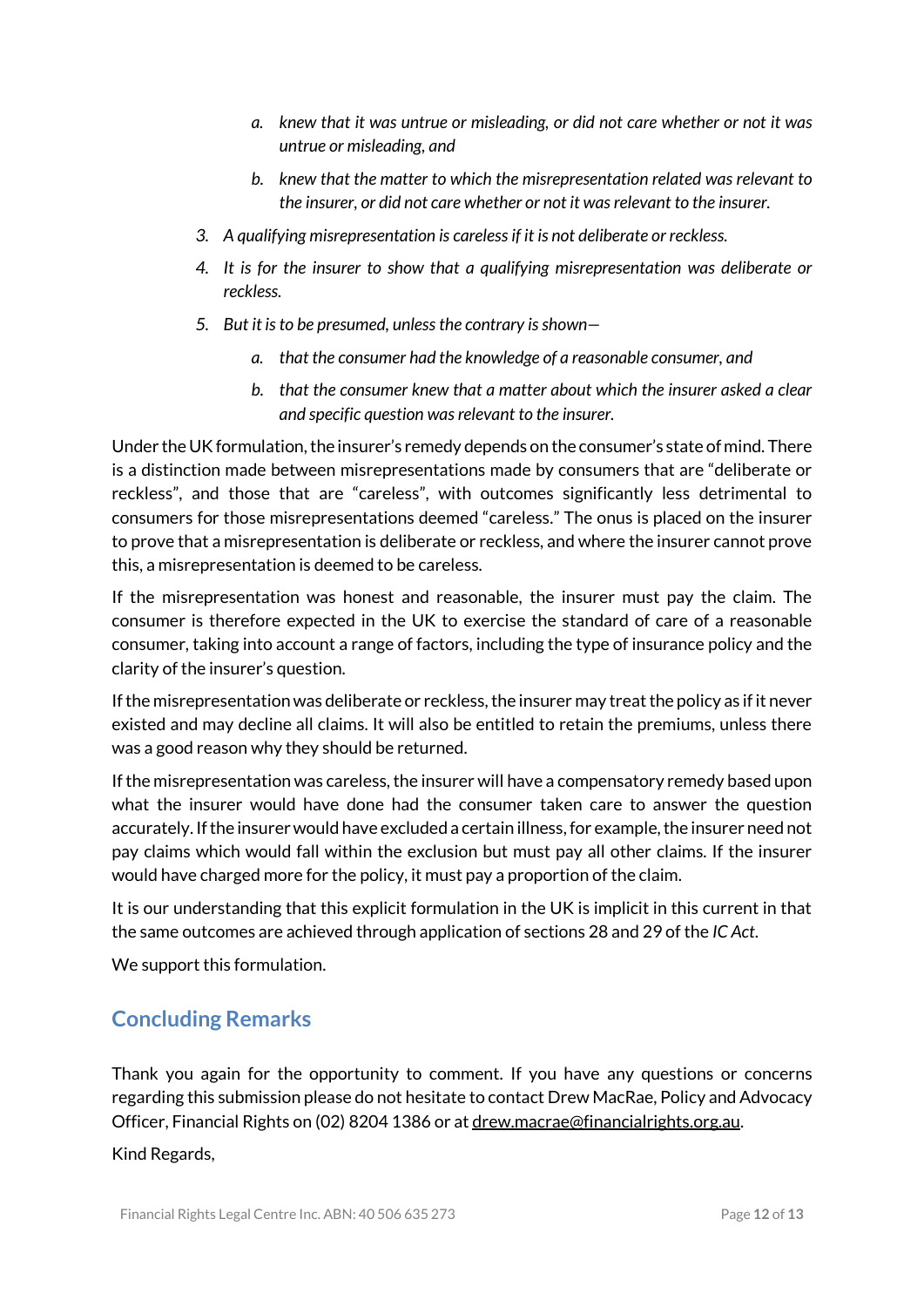a. *knew that it was untrue or misleading, or did not care whether or not it was untrue or misleading, and*

  b. *knew that the matter to which the misrepresentation related was relevant to the insurer, or did not care whether or not it was relevant to the insurer.*

3. *A qualifying misrepresentation is careless if it is not deliberate or reckless.*

4. *It is for the insurer to show that a qualifying misrepresentation was deliberate or reckless.*

5. *But it is to be presumed, unless the contrary is shown—*

  a. *that the consumer had the knowledge of a reasonable consumer, and*

  b. *that the consumer knew that a matter about which the insurer asked a clear and specific question was relevant to the insurer.*

Under the UK formulation, the insurer's remedy depends on the consumer's state of mind. There is a distinction made between misrepresentations made by consumers that are "deliberate or reckless", and those that are "careless", with outcomes significantly less detrimental to consumers for those misrepresentations deemed "careless." The onus is placed on the insurer to prove that a misrepresentation is deliberate or reckless, and where the insurer cannot prove this, a misrepresentation is deemed to be careless.

If the misrepresentation was honest and reasonable, the insurer must pay the claim. The consumer is therefore expected in the UK to exercise the standard of care of a reasonable consumer, taking into account a range of factors, including the type of insurance policy and the clarity of the insurer's question.

If the misrepresentation was deliberate or reckless, the insurer may treat the policy as if it never existed and may decline all claims. It will also be entitled to retain the premiums, unless there was a good reason why they should be returned.

If the misrepresentation was careless, the insurer will have a compensatory remedy based upon what the insurer would have done had the consumer taken care to answer the question accurately. If the insurer would have excluded a certain illness, for example, the insurer need not pay claims which would fall within the exclusion but must pay all other claims. If the insurer would have charged more for the policy, it must pay a proportion of the claim.

It is our understanding that this explicit formulation in the UK is implicit in this current in that the same outcomes are achieved through application of sections 28 and 29 of the *IC Act*.

We support this formulation.

## Concluding Remarks

Thank you again for the opportunity to comment. If you have any questions or concerns regarding this submission please do not hesitate to contact Drew MacRae, Policy and Advocacy Officer, Financial Rights on (02) 8204 1386 or at drew.macrae@financialrights.org.au.

Kind Regards,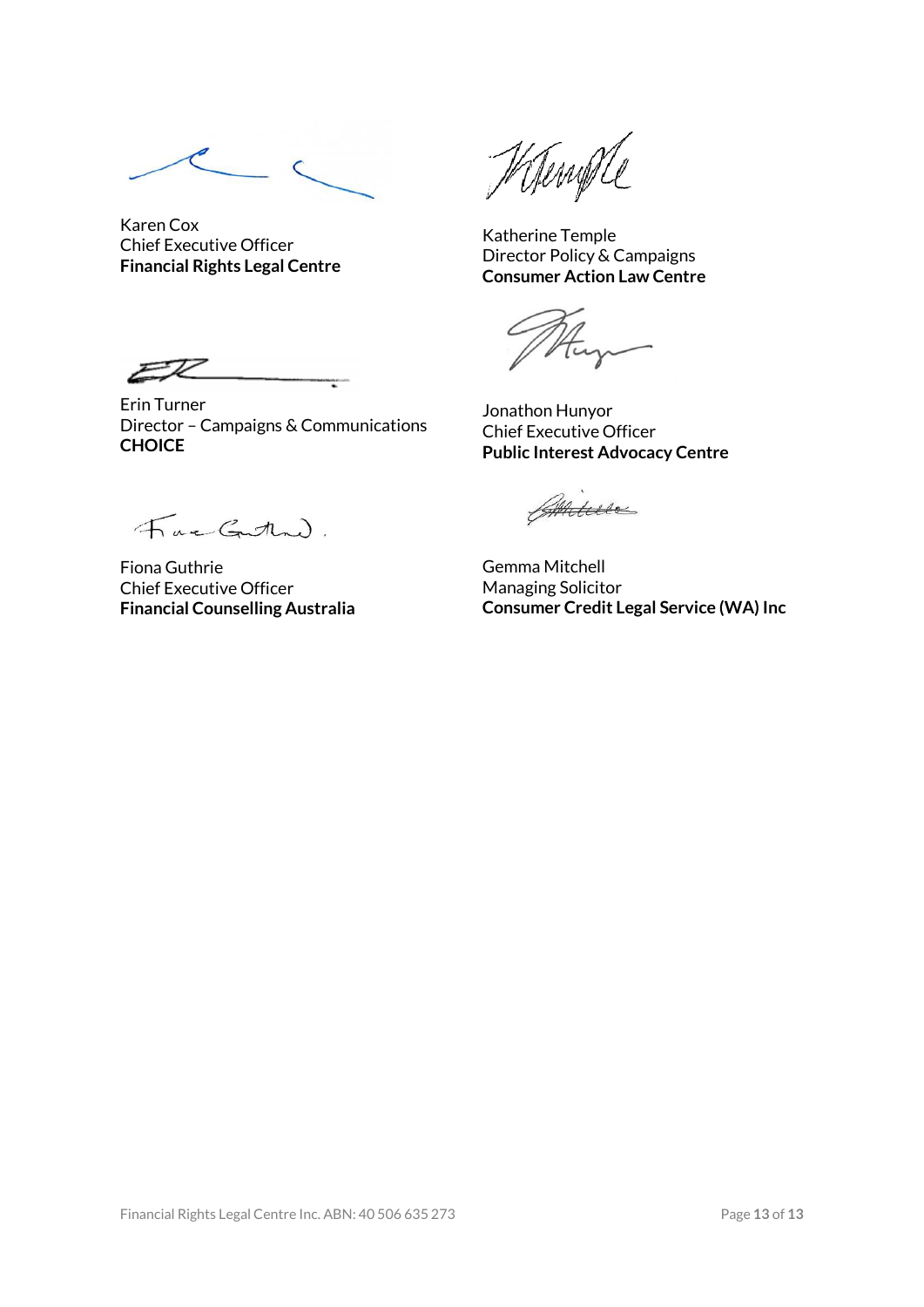Karen Cox
Chief Executive Officer
**Financial Rights Legal Centre**

Katherine Temple
Director Policy & Campaigns
**Consumer Action Law Centre**

Erin Turner
Director – Campaigns & Communications
**CHOICE**

Jonathon Hunyor
Chief Executive Officer
**Public Interest Advocacy Centre**

Fiona Guthrie
Chief Executive Officer
**Financial Counselling Australia**

Gemma Mitchell
Managing Solicitor
**Consumer Credit Legal Service (WA) Inc**